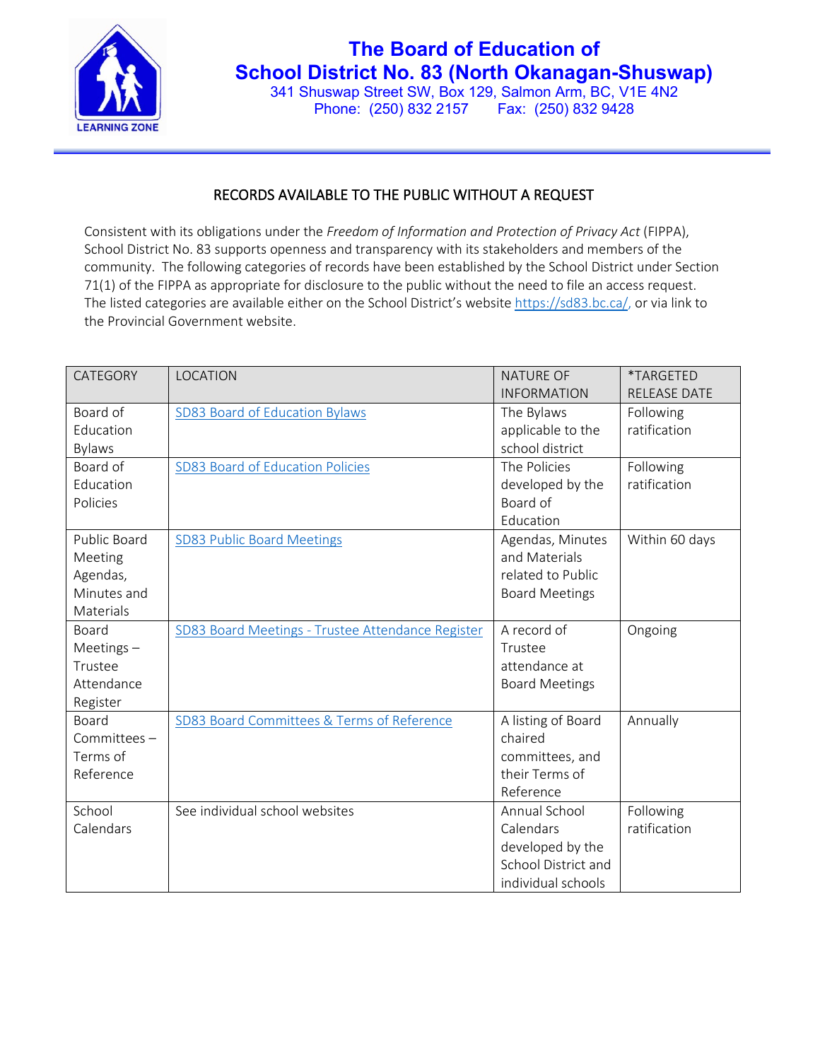# The Board of Education of School District No. 83 (North Okanagan-Shuswap)

341 Shuswap Street SW, Box 129, Salmon Arm, BC, V1E 4N2
Phone: (250) 832 2157 Fax: (250) 832 9428

## RECORDS AVAILABLE TO THE PUBLIC WITHOUT A REQUEST

Consistent with its obligations under the *Freedom of Information and Protection of Privacy Act* (FIPPA), School District No. 83 supports openness and transparency with its stakeholders and members of the community. The following categories of records have been established by the School District under Section 71(1) of the FIPPA as appropriate for disclosure to the public without the need to file an access request. The listed categories are available either on the School District's website https://sd83.bc.ca/, or via link to the Provincial Government website.

| CATEGORY | LOCATION | NATURE OF INFORMATION | *TARGETED RELEASE DATE |
|---|---|---|---|
| Board of Education Bylaws | SD83 Board of Education Bylaws | The Bylaws applicable to the school district | Following ratification |
| Board of Education Policies | SD83 Board of Education Policies | The Policies developed by the Board of Education | Following ratification |
| Public Board Meeting Agendas, Minutes and Materials | SD83 Public Board Meetings | Agendas, Minutes and Materials related to Public Board Meetings | Within 60 days |
| Board Meetings – Trustee Attendance Register | SD83 Board Meetings - Trustee Attendance Register | A record of Trustee attendance at Board Meetings | Ongoing |
| Board Committees – Terms of Reference | SD83 Board Committees & Terms of Reference | A listing of Board chaired committees, and their Terms of Reference | Annually |
| School Calendars | See individual school websites | Annual School Calendars developed by the School District and individual schools | Following ratification |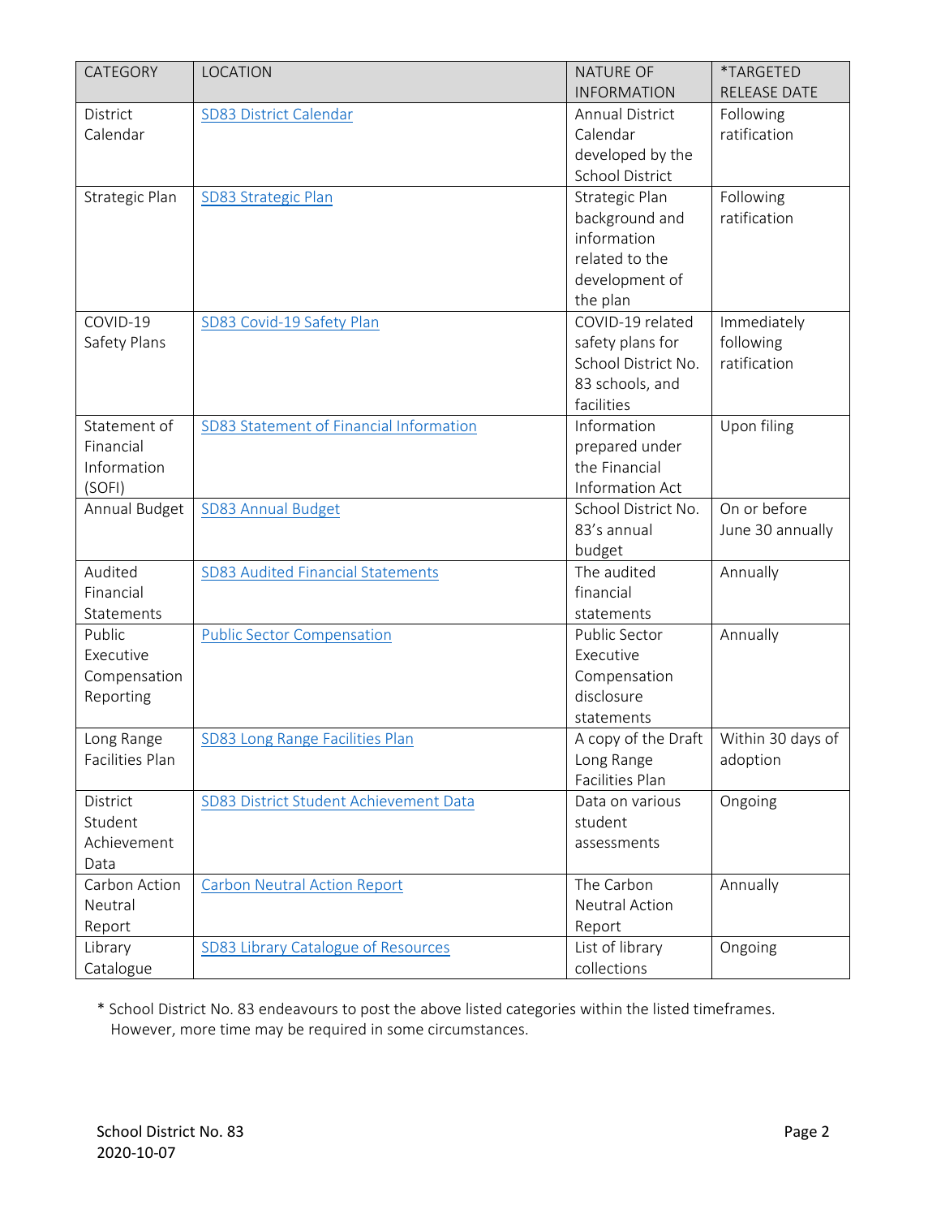| CATEGORY | LOCATION | NATURE OF INFORMATION | *TARGETED RELEASE DATE |
|---|---|---|---|
| District Calendar | SD83 District Calendar | Annual District Calendar developed by the School District | Following ratification |
| Strategic Plan | SD83 Strategic Plan | Strategic Plan background and information related to the development of the plan | Following ratification |
| COVID-19 Safety Plans | SD83 Covid-19 Safety Plan | COVID-19 related safety plans for School District No. 83 schools, and facilities | Immediately following ratification |
| Statement of Financial Information (SOFI) | SD83 Statement of Financial Information | Information prepared under the Financial Information Act | Upon filing |
| Annual Budget | SD83 Annual Budget | School District No. 83's annual budget | On or before June 30 annually |
| Audited Financial Statements | SD83 Audited Financial Statements | The audited financial statements | Annually |
| Public Executive Compensation Reporting | Public Sector Compensation | Public Sector Executive Compensation disclosure statements | Annually |
| Long Range Facilities Plan | SD83 Long Range Facilities Plan | A copy of the Draft Long Range Facilities Plan | Within 30 days of adoption |
| District Student Achievement Data | SD83 District Student Achievement Data | Data on various student assessments | Ongoing |
| Carbon Action Neutral Report | Carbon Neutral Action Report | The Carbon Neutral Action Report | Annually |
| Library Catalogue | SD83 Library Catalogue of Resources | List of library collections | Ongoing |

* School District No. 83 endeavours to post the above listed categories within the listed timeframes. However, more time may be required in some circumstances.

School District No. 83
2020-10-07